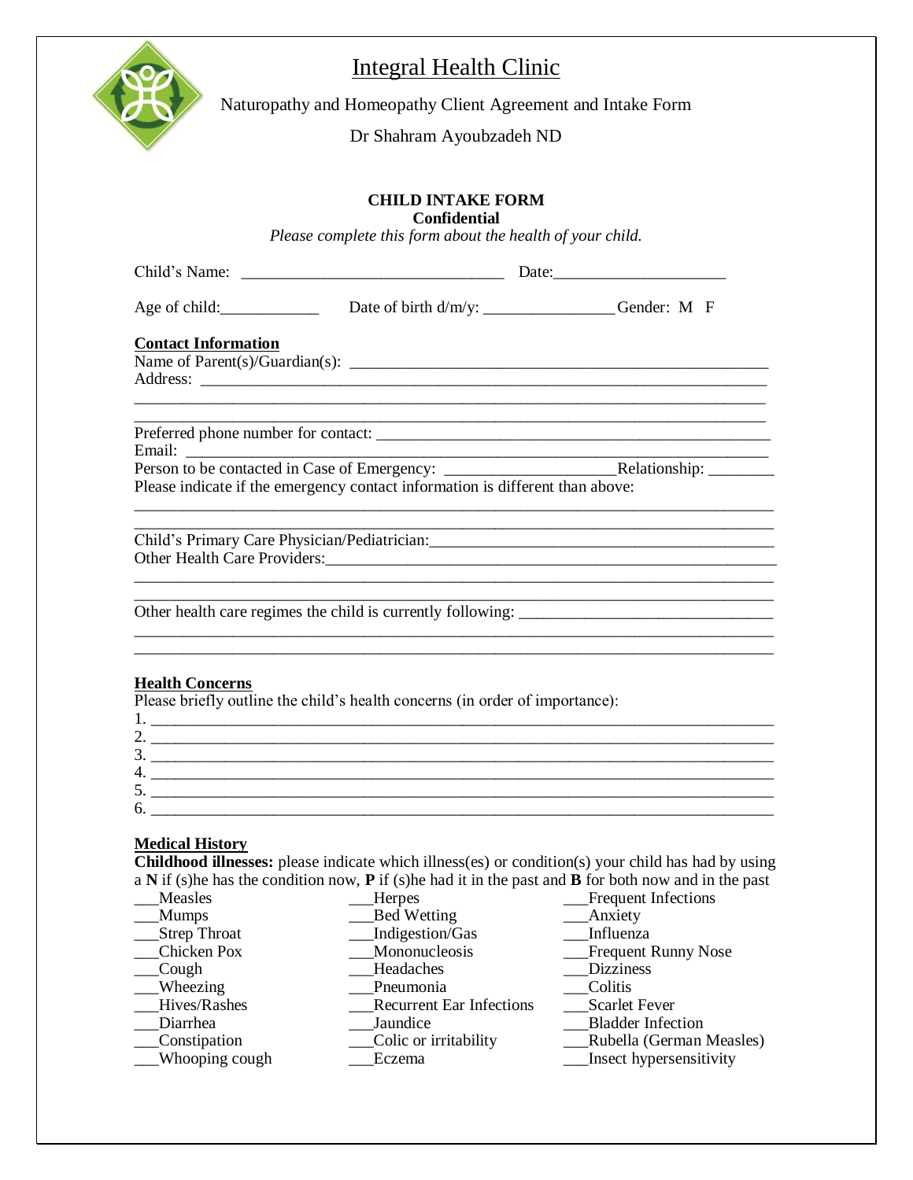# Integral Health Clinic

Naturopathy and Homeopathy Client Agreement and Intake Form

Dr Shahram Ayoubzadeh ND

**CHILD INTAKE FORM**
**Confidential**
*Please complete this form about the health of your child.*

Child's Name: ________________________________ Date:____________________

Age of child:___________ Date of birth d/m/y: _______________Gender: M F

**Contact Information**

Name of Parent(s)/Guardian(s): ___________________________________________________

Address: _________________________________________________________________

_________________________________________________________________________

_________________________________________________________________________

Preferred phone number for contact: _______________________________________________

Email: ___________________________________________________________________

Person to be contacted in Case of Emergency: ____________________Relationship: ________

Please indicate if the emergency contact information is different than above:

_________________________________________________________________________

_________________________________________________________________________

Child's Primary Care Physician/Pediatrician:________________________________________

Other Health Care Providers:_______________________________________________________

_________________________________________________________________________

_________________________________________________________________________

Other health care regimes the child is currently following: ______________________________

_________________________________________________________________________

_________________________________________________________________________

**Health Concerns**

Please briefly outline the child's health concerns (in order of importance):

1. _______________________________________________________________________
2. _______________________________________________________________________
3. _______________________________________________________________________
4. _______________________________________________________________________
5. _______________________________________________________________________
6. _______________________________________________________________________

**Medical History**

**Childhood illnesses:** please indicate which illness(es) or condition(s) your child has had by using a **N** if (s)he has the condition now, **P** if (s)he had it in the past and **B** for both now and in the past

___Measles
___Mumps
___Strep Throat
___Chicken Pox
___Cough
___Wheezing
___Hives/Rashes
___Diarrhea
___Constipation
___Whooping cough
___Herpes
___Bed Wetting
___Indigestion/Gas
___Mononucleosis
___Headaches
___Pneumonia
___Recurrent Ear Infections
___Jaundice
___Colic or irritability
___Eczema
___Frequent Infections
___Anxiety
___Influenza
___Frequent Runny Nose
___Dizziness
___Colitis
___Scarlet Fever
___Bladder Infection
___Rubella (German Measles)
___Insect hypersensitivity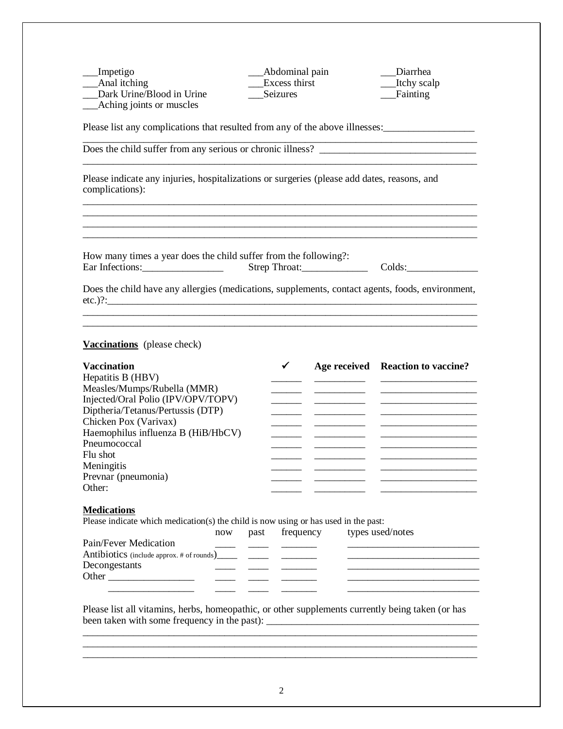___Impetigo
___Anal itching
___Dark Urine/Blood in Urine
___Aching joints or muscles
___Abdominal pain
___Excess thirst
___Seizures
___Diarrhea
___Itchy scalp
___Fainting

Please list any complications that resulted from any of the above illnesses:_________________
___________________________________________________________________________

Does the child suffer from any serious or chronic illness? ______________________________
___________________________________________________________________________

Please indicate any injuries, hospitalizations or surgeries (please add dates, reasons, and complications):

___________________________________________________________________________
___________________________________________________________________________
___________________________________________________________________________
___________________________________________________________________________

How many times a year does the child suffer from the following?:
Ear Infections:________________ Strep Throat:_____________ Colds:______________

Does the child have any allergies (medications, supplements, contact agents, foods, environment, etc.)?:__________________________________________________________________________
___________________________________________________________________________
___________________________________________________________________________

**Vaccinations** (please check)

| **Vaccination** | ✓ | **Age received** | **Reaction to vaccine?** |
|---|---|---|---|
| Hepatitis B (HBV) | ______ | __________ | __________________ |
| Measles/Mumps/Rubella (MMR) | ______ | __________ | __________________ |
| Injected/Oral Polio (IPV/OPV/TOPV) | ______ | __________ | __________________ |
| Diptheria/Tetanus/Pertussis (DTP) | ______ | __________ | __________________ |
| Chicken Pox (Varivax) | ______ | __________ | __________________ |
| Haemophilus influenza B (HiB/HbCV) | ______ | __________ | __________________ |
| Pneumococcal | ______ | __________ | __________________ |
| Flu shot | ______ | __________ | __________________ |
| Meningitis | ______ | __________ | __________________ |
| Prevnar (pneumonia) | ______ | __________ | __________________ |
| Other: | ______ | __________ | __________________ |

**Medications**

Please indicate which medication(s) the child is now using or has used in the past:

| | now | past | frequency | types used/notes |
|---|---|---|---|---|
| Pain/Fever Medication | ____ | ____ | _______ | __________________________ |
| Antibiotics (include approx. # of rounds) | ____ | ____ | _______ | __________________________ |
| Decongestants | ____ | ____ | _______ | __________________________ |
| Other _________________ | ____ | ____ | _______ | __________________________ |
| _________________ | ____ | ____ | _______ | __________________________ |

Please list all vitamins, herbs, homeopathic, or other supplements currently being taken (or has been taken with some frequency in the past): __________________________________________
___________________________________________________________________________
___________________________________________________________________________
___________________________________________________________________________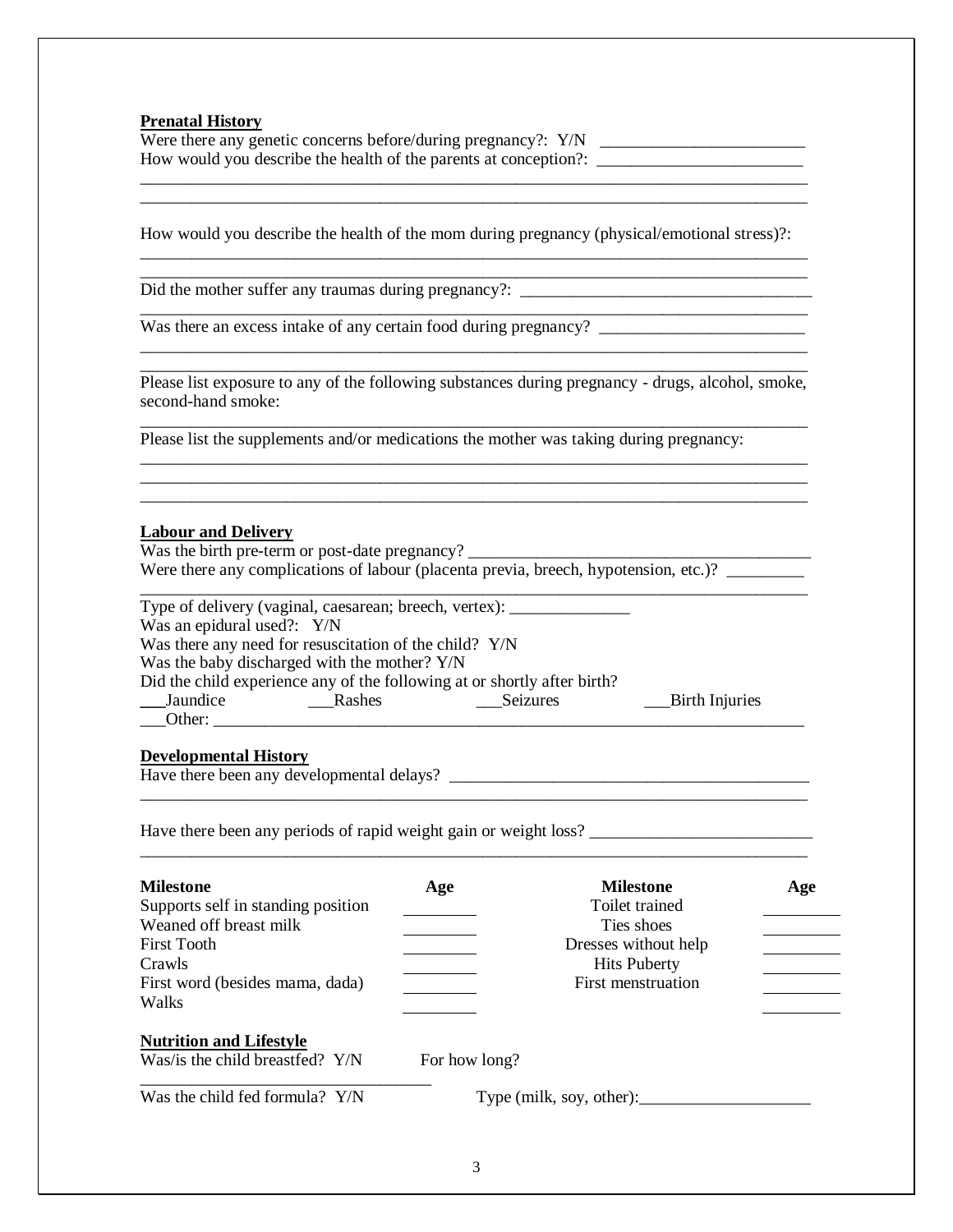**Prenatal History**

Were there any genetic concerns before/during pregnancy?: Y/N \_\_\_\_\_\_\_\_\_\_\_\_\_\_\_\_\_\_\_\_\_\_\_\_

How would you describe the health of the parents at conception?: \_\_\_\_\_\_\_\_\_\_\_\_\_\_\_\_\_\_\_\_\_\_\_\_

How would you describe the health of the mom during pregnancy (physical/emotional stress)?:

Did the mother suffer any traumas during pregnancy?: \_\_\_\_\_\_\_\_\_\_\_\_\_\_\_\_\_\_\_\_\_\_\_\_\_\_\_\_\_\_\_\_\_\_

Was there an excess intake of any certain food during pregnancy? \_\_\_\_\_\_\_\_\_\_\_\_\_\_\_\_\_\_\_\_\_\_\_\_

Please list exposure to any of the following substances during pregnancy - drugs, alcohol, smoke, second-hand smoke:

Please list the supplements and/or medications the mother was taking during pregnancy:

**Labour and Delivery**

Was the birth pre-term or post-date pregnancy? \_\_\_\_\_\_\_\_\_\_\_\_\_\_\_\_\_\_\_\_\_\_\_\_\_\_\_\_\_\_\_\_\_\_\_\_\_\_\_\_

Were there any complications of labour (placenta previa, breech, hypotension, etc.)? \_\_\_\_\_\_\_\_\_

Type of delivery (vaginal, caesarean; breech, vertex): \_\_\_\_\_\_\_\_\_\_\_\_\_\_

Was an epidural used?: Y/N

Was there any need for resuscitation of the child? Y/N

Was the baby discharged with the mother? Y/N

Did the child experience any of the following at or shortly after birth?

\_\_\_Jaundice &nbsp;&nbsp;&nbsp; \_\_\_Rashes &nbsp;&nbsp;&nbsp; \_\_\_Seizures &nbsp;&nbsp;&nbsp; \_\_\_Birth Injuries

\_\_\_Other: \_\_\_\_\_\_\_\_\_\_\_\_\_\_\_\_\_\_\_\_\_\_\_\_\_\_\_\_\_\_\_\_\_\_\_\_\_\_\_\_\_\_\_\_\_\_\_\_\_\_\_\_\_\_\_\_\_\_\_\_\_\_\_\_

**Developmental History**

Have there been any developmental delays? \_\_\_\_\_\_\_\_\_\_\_\_\_\_\_\_\_\_\_\_\_\_\_\_\_\_\_\_\_\_\_\_\_\_\_\_\_\_\_\_\_\_

Have there been any periods of rapid weight gain or weight loss? \_\_\_\_\_\_\_\_\_\_\_\_\_\_\_\_\_\_\_\_\_\_\_\_\_\_

| Milestone | Age | Milestone | Age |
|---|---|---|---|
| Supports self in standing position | | Toilet trained | |
| Weaned off breast milk | | Ties shoes | |
| First Tooth | | Dresses without help | |
| Crawls | | Hits Puberty | |
| First word (besides mama, dada) | | First menstruation | |
| Walks | | | |

**Nutrition and Lifestyle**

Was/is the child breastfed? Y/N &nbsp;&nbsp;&nbsp; For how long? \_\_\_\_\_\_\_\_\_\_\_\_\_\_\_\_\_\_\_\_\_\_\_\_\_\_\_\_\_\_\_\_\_\_\_\_

Was the child fed formula? Y/N &nbsp;&nbsp;&nbsp; Type (milk, soy, other):\_\_\_\_\_\_\_\_\_\_\_\_\_\_\_\_\_\_\_\_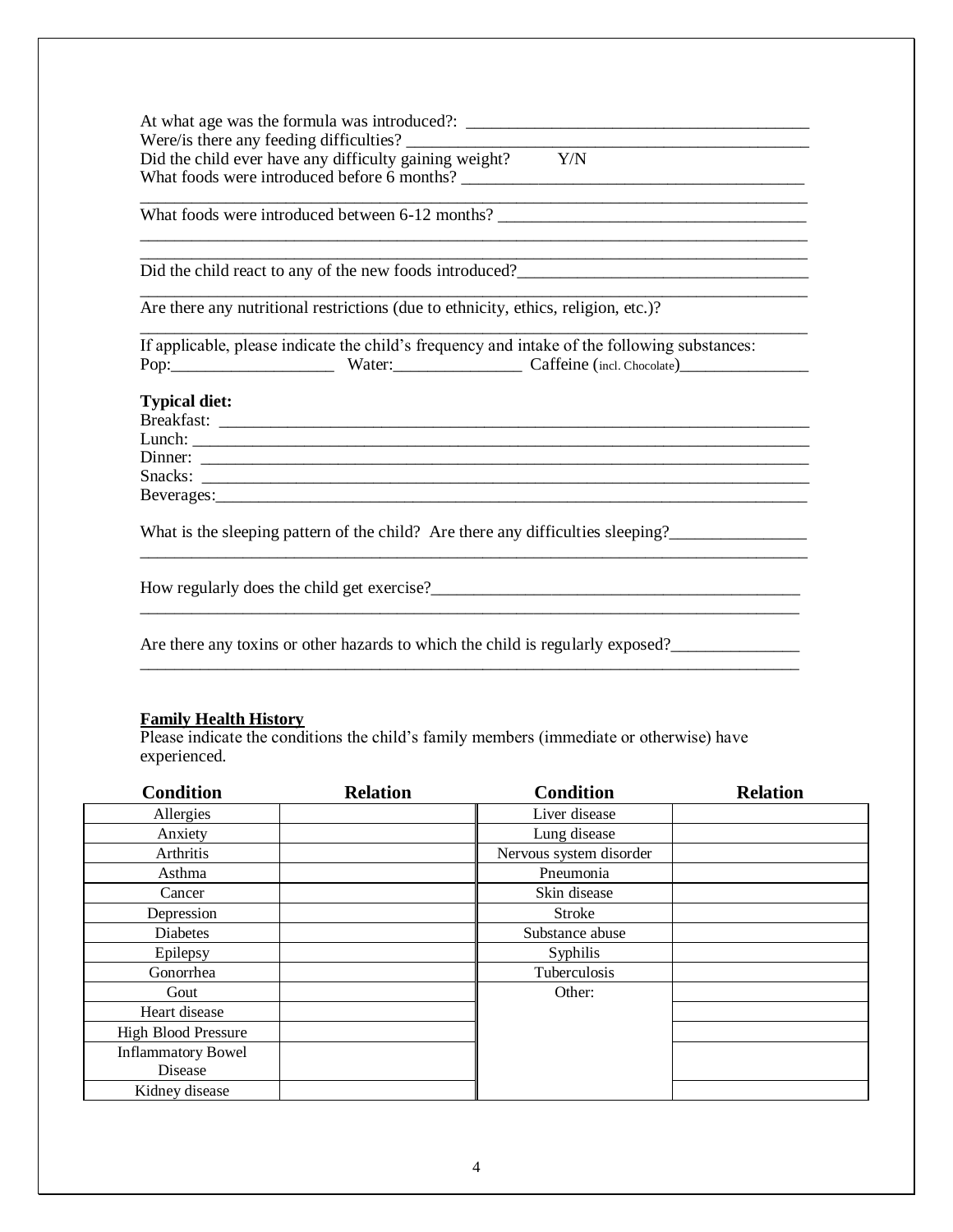At what age was the formula was introduced?: ________________________________________

Were/is there any feeding difficulties? ______________________________________________

Did the child ever have any difficulty gaining weight? Y/N

What foods were introduced before 6 months? ________________________________________

_______________________________________________________________________________

What foods were introduced between 6-12 months? ____________________________________

_______________________________________________________________________________

_______________________________________________________________________________

Did the child react to any of the new foods introduced?_________________________________

_______________________________________________________________________________

Are there any nutritional restrictions (due to ethnicity, ethics, religion, etc.)?

_______________________________________________________________________________

If applicable, please indicate the child's frequency and intake of the following substances:

Pop:__________________ Water:_______________ Caffeine (incl. Chocolate)_______________

**Typical diet:**

Breakfast: ______________________________________________________________________

Lunch: _________________________________________________________________________

Dinner: ________________________________________________________________________

Snacks: ________________________________________________________________________

Beverages:______________________________________________________________________

What is the sleeping pattern of the child? Are there any difficulties sleeping?________________

_______________________________________________________________________________

How regularly does the child get exercise?____________________________________________

_______________________________________________________________________________

Are there any toxins or other hazards to which the child is regularly exposed?_______________

_______________________________________________________________________________

**Family Health History**

Please indicate the conditions the child's family members (immediate or otherwise) have experienced.

| Condition | Relation | Condition | Relation |
|---|---|---|---|
| Allergies | | Liver disease | |
| Anxiety | | Lung disease | |
| Arthritis | | Nervous system disorder | |
| Asthma | | Pneumonia | |
| Cancer | | Skin disease | |
| Depression | | Stroke | |
| Diabetes | | Substance abuse | |
| Epilepsy | | Syphilis | |
| Gonorrhea | | Tuberculosis | |
| Gout | | Other: | |
| Heart disease | | | |
| High Blood Pressure | | | |
| Inflammatory Bowel Disease | | | |
| Kidney disease | | | |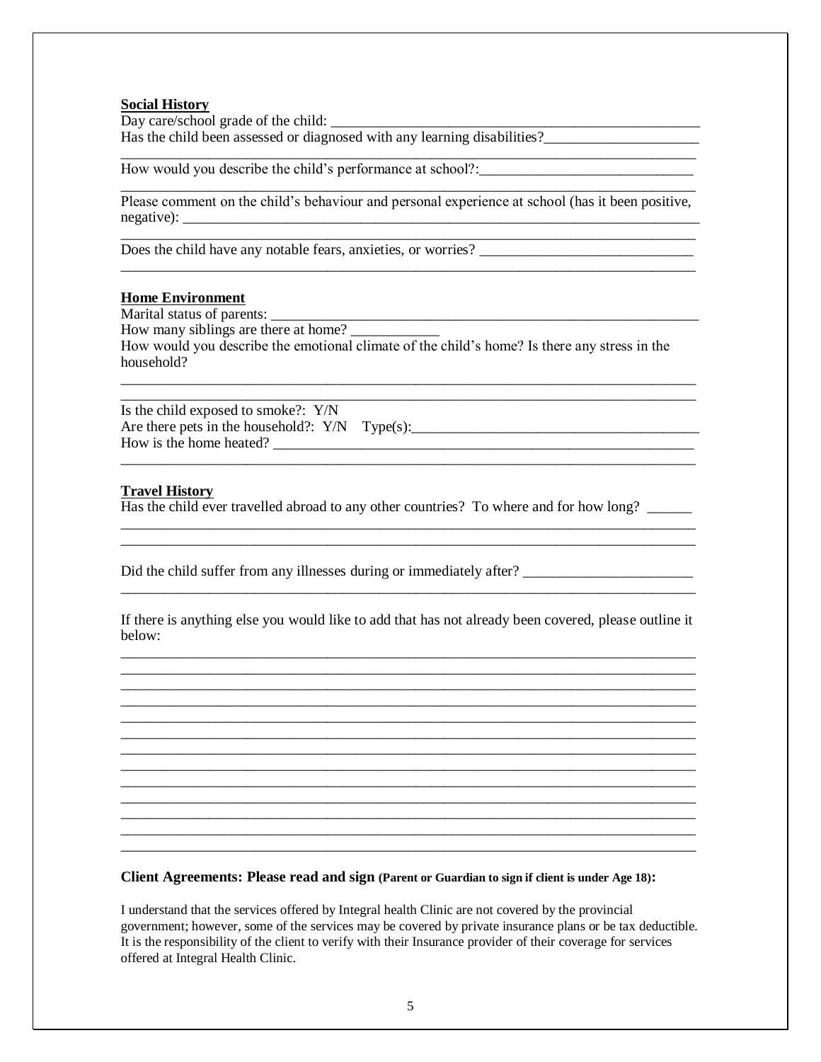**Social History**

Day care/school grade of the child: ____________________________________________

Has the child been assessed or diagnosed with any learning disabilities?____________________

______________________________________________________________________________

How would you describe the child's performance at school?:____________________________

______________________________________________________________________________

Please comment on the child's behaviour and personal experience at school (has it been positive, negative): ______________________________________________________________________

______________________________________________________________________________

Does the child have any notable fears, anxieties, or worries? ____________________________

______________________________________________________________________________

**Home Environment**

Marital status of parents: _________________________________________________________

How many siblings are there at home? ___________

How would you describe the emotional climate of the child's home? Is there any stress in the household?

______________________________________________________________________________

______________________________________________________________________________

Is the child exposed to smoke?: Y/N

Are there pets in the household?: Y/N Type(s):______________________________________

How is the home heated? ________________________________________________________

______________________________________________________________________________

**Travel History**

Has the child ever travelled abroad to any other countries? To where and for how long? ______

______________________________________________________________________________

______________________________________________________________________________

Did the child suffer from any illnesses during or immediately after? _______________________

______________________________________________________________________________

If there is anything else you would like to add that has not already been covered, please outline it below:

______________________________________________________________________________

______________________________________________________________________________

______________________________________________________________________________

______________________________________________________________________________

______________________________________________________________________________

______________________________________________________________________________

______________________________________________________________________________

______________________________________________________________________________

______________________________________________________________________________

______________________________________________________________________________

______________________________________________________________________________

______________________________________________________________________________

______________________________________________________________________________

**Client Agreements: Please read and sign (Parent or Guardian to sign if client is under Age 18):**

I understand that the services offered by Integral health Clinic are not covered by the provincial government; however, some of the services may be covered by private insurance plans or be tax deductible. It is the responsibility of the client to verify with their Insurance provider of their coverage for services offered at Integral Health Clinic.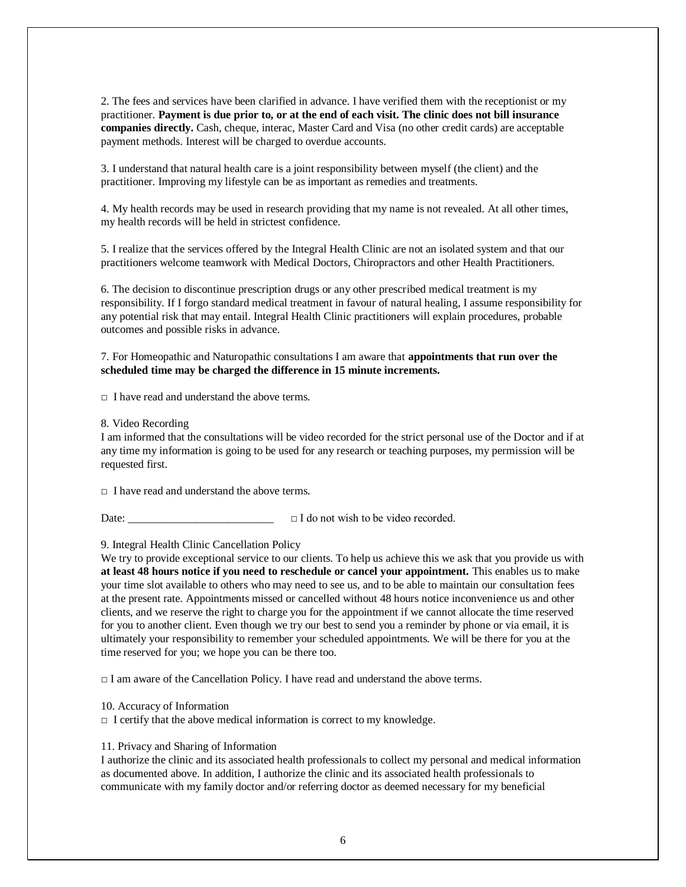2. The fees and services have been clarified in advance. I have verified them with the receptionist or my practitioner. **Payment is due prior to, or at the end of each visit. The clinic does not bill insurance companies directly.** Cash, cheque, interac, Master Card and Visa (no other credit cards) are acceptable payment methods. Interest will be charged to overdue accounts.

3. I understand that natural health care is a joint responsibility between myself (the client) and the practitioner. Improving my lifestyle can be as important as remedies and treatments.

4. My health records may be used in research providing that my name is not revealed. At all other times, my health records will be held in strictest confidence.

5. I realize that the services offered by the Integral Health Clinic are not an isolated system and that our practitioners welcome teamwork with Medical Doctors, Chiropractors and other Health Practitioners.

6. The decision to discontinue prescription drugs or any other prescribed medical treatment is my responsibility. If I forgo standard medical treatment in favour of natural healing, I assume responsibility for any potential risk that may entail. Integral Health Clinic practitioners will explain procedures, probable outcomes and possible risks in advance.

7. For Homeopathic and Naturopathic consultations I am aware that **appointments that run over the scheduled time may be charged the difference in 15 minute increments.**

□ I have read and understand the above terms.

8. Video Recording

I am informed that the consultations will be video recorded for the strict personal use of the Doctor and if at any time my information is going to be used for any research or teaching purposes, my permission will be requested first.

□ I have read and understand the above terms.

Date: ___________________________ □ I do not wish to be video recorded.

9. Integral Health Clinic Cancellation Policy

We try to provide exceptional service to our clients. To help us achieve this we ask that you provide us with **at least 48 hours notice if you need to reschedule or cancel your appointment.** This enables us to make your time slot available to others who may need to see us, and to be able to maintain our consultation fees at the present rate. Appointments missed or cancelled without 48 hours notice inconvenience us and other clients, and we reserve the right to charge you for the appointment if we cannot allocate the time reserved for you to another client. Even though we try our best to send you a reminder by phone or via email, it is ultimately your responsibility to remember your scheduled appointments. We will be there for you at the time reserved for you; we hope you can be there too.

□ I am aware of the Cancellation Policy. I have read and understand the above terms.

10. Accuracy of Information

□ I certify that the above medical information is correct to my knowledge.

11. Privacy and Sharing of Information

I authorize the clinic and its associated health professionals to collect my personal and medical information as documented above. In addition, I authorize the clinic and its associated health professionals to communicate with my family doctor and/or referring doctor as deemed necessary for my beneficial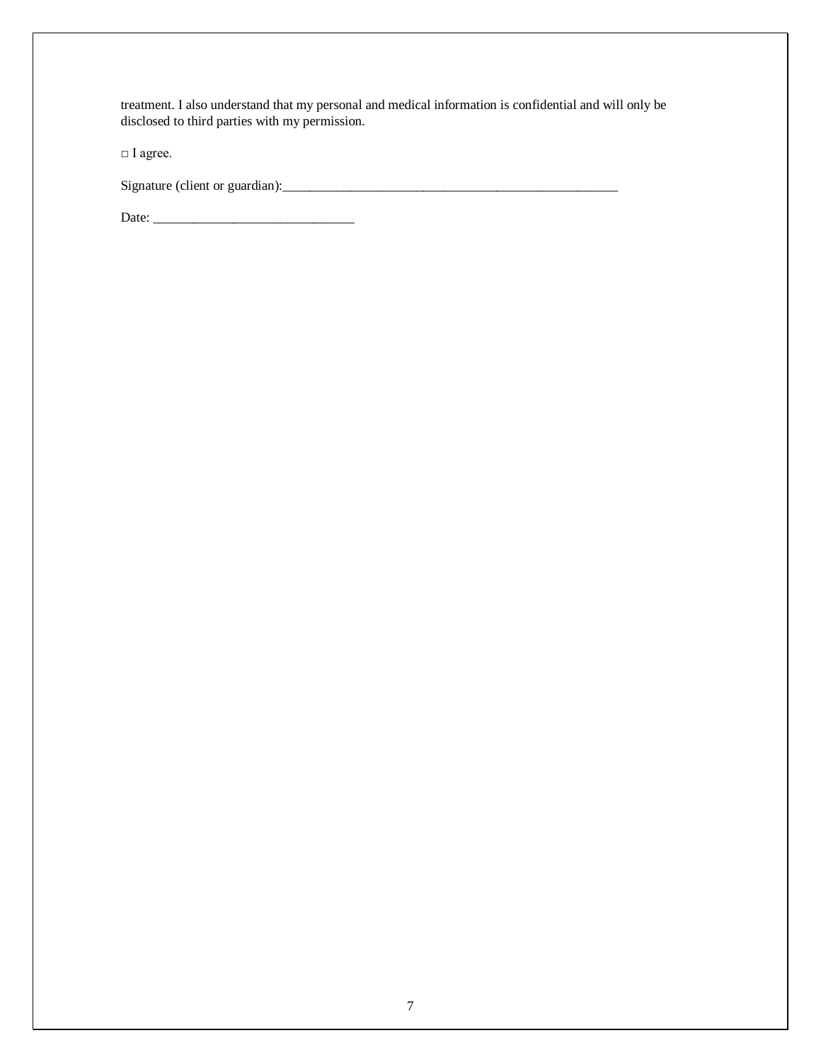treatment. I also understand that my personal and medical information is confidential and will only be disclosed to third parties with my permission.

□ I agree.

Signature (client or guardian):_____________________________________________________

Date: ______________________________